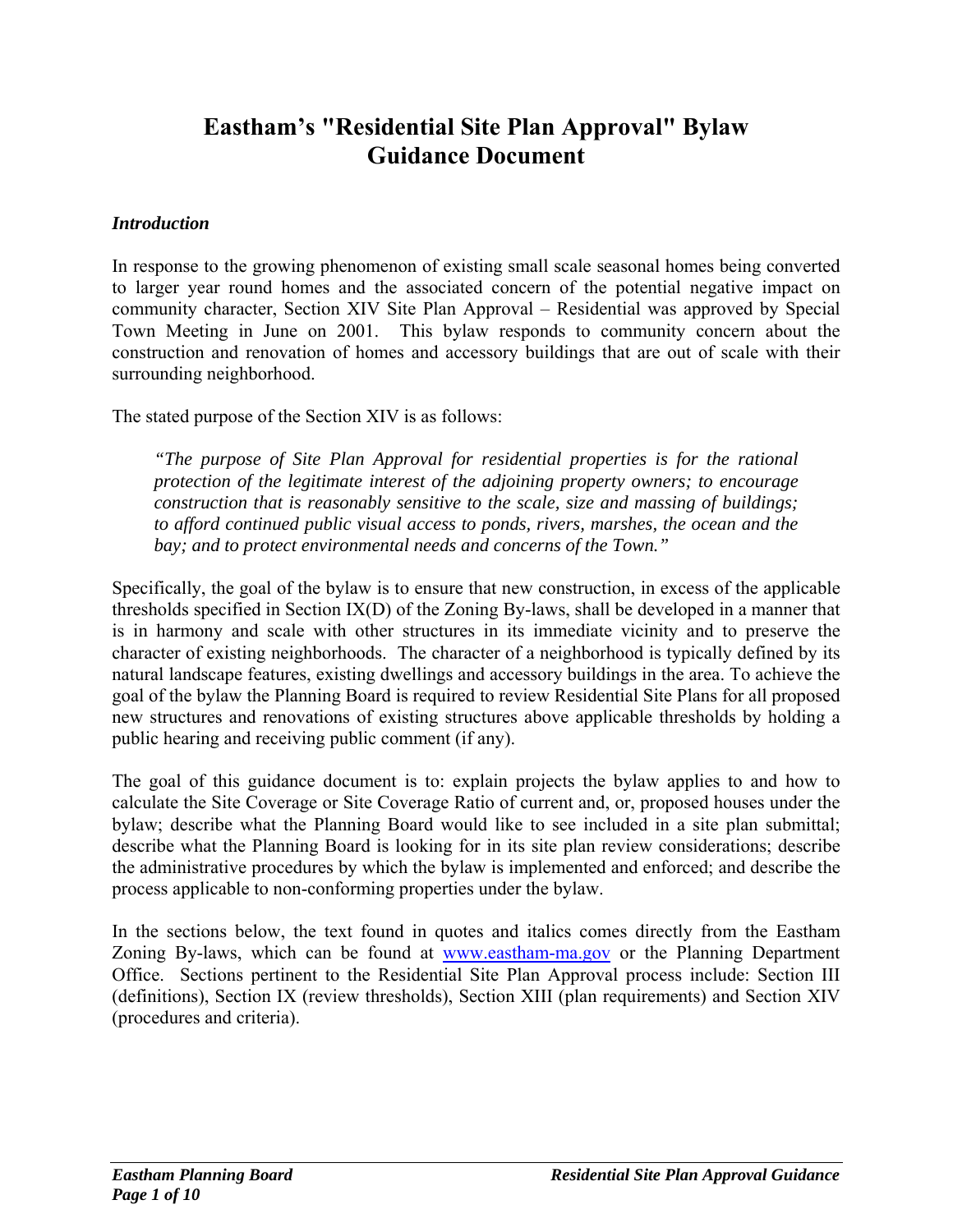# Eastham's "Residential Site Plan Approval" Bylaw Guidance Document

### *Introduction*

In response to the growing phenomenon of existing small scale seasonal homes being converted to larger year round homes and the associated concern of the potential negative impact on community character, Section XIV Site Plan Approval – Residential was approved by Special Town Meeting in June on 2001. This bylaw responds to community concern about the construction and renovation of homes and accessory buildings that are out of scale with their surrounding neighborhood.

The stated purpose of the Section XIV is as follows:

> *"The purpose of Site Plan Approval for residential properties is for the rational protection of the legitimate interest of the adjoining property owners; to encourage construction that is reasonably sensitive to the scale, size and massing of buildings; to afford continued public visual access to ponds, rivers, marshes, the ocean and the bay; and to protect environmental needs and concerns of the Town."*

Specifically, the goal of the bylaw is to ensure that new construction, in excess of the applicable thresholds specified in Section IX(D) of the Zoning By-laws, shall be developed in a manner that is in harmony and scale with other structures in its immediate vicinity and to preserve the character of existing neighborhoods. The character of a neighborhood is typically defined by its natural landscape features, existing dwellings and accessory buildings in the area. To achieve the goal of the bylaw the Planning Board is required to review Residential Site Plans for all proposed new structures and renovations of existing structures above applicable thresholds by holding a public hearing and receiving public comment (if any).

The goal of this guidance document is to: explain projects the bylaw applies to and how to calculate the Site Coverage or Site Coverage Ratio of current and, or, proposed houses under the bylaw; describe what the Planning Board would like to see included in a site plan submittal; describe what the Planning Board is looking for in its site plan review considerations; describe the administrative procedures by which the bylaw is implemented and enforced; and describe the process applicable to non-conforming properties under the bylaw.

In the sections below, the text found in quotes and italics comes directly from the Eastham Zoning By-laws, which can be found at [www.eastham-ma.gov](http://www.eastham-ma.gov) or the Planning Department Office. Sections pertinent to the Residential Site Plan Approval process include: Section III (definitions), Section IX (review thresholds), Section XIII (plan requirements) and Section XIV (procedures and criteria).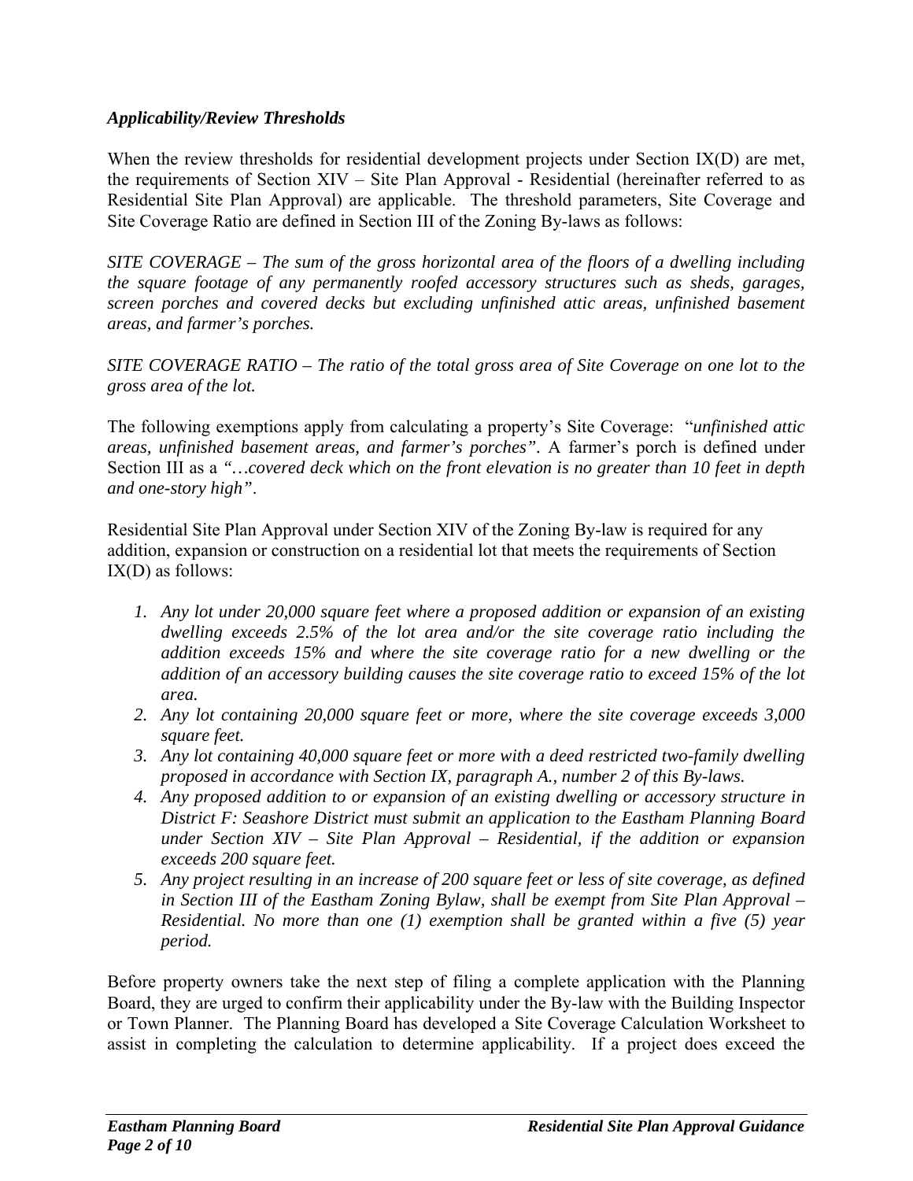### *Applicability/Review Thresholds*

When the review thresholds for residential development projects under Section IX(D) are met, the requirements of Section XIV – Site Plan Approval - Residential (hereinafter referred to as Residential Site Plan Approval) are applicable. The threshold parameters, Site Coverage and Site Coverage Ratio are defined in Section III of the Zoning By-laws as follows:

*SITE COVERAGE – The sum of the gross horizontal area of the floors of a dwelling including the square footage of any permanently roofed accessory structures such as sheds, garages, screen porches and covered decks but excluding unfinished attic areas, unfinished basement areas, and farmer's porches.*

*SITE COVERAGE RATIO – The ratio of the total gross area of Site Coverage on one lot to the gross area of the lot.*

The following exemptions apply from calculating a property's Site Coverage: "*unfinished attic areas, unfinished basement areas, and farmer's porches"*. A farmer's porch is defined under Section III as a *"…covered deck which on the front elevation is no greater than 10 feet in depth and one-story high"*.

Residential Site Plan Approval under Section XIV of the Zoning By-law is required for any addition, expansion or construction on a residential lot that meets the requirements of Section IX(D) as follows:

1. *Any lot under 20,000 square feet where a proposed addition or expansion of an existing dwelling exceeds 2.5% of the lot area and/or the site coverage ratio including the addition exceeds 15% and where the site coverage ratio for a new dwelling or the addition of an accessory building causes the site coverage ratio to exceed 15% of the lot area.*
2. *Any lot containing 20,000 square feet or more, where the site coverage exceeds 3,000 square feet.*
3. *Any lot containing 40,000 square feet or more with a deed restricted two-family dwelling proposed in accordance with Section IX, paragraph A., number 2 of this By-laws.*
4. *Any proposed addition to or expansion of an existing dwelling or accessory structure in District F: Seashore District must submit an application to the Eastham Planning Board under Section XIV – Site Plan Approval – Residential, if the addition or expansion exceeds 200 square feet.*
5. *Any project resulting in an increase of 200 square feet or less of site coverage, as defined in Section III of the Eastham Zoning Bylaw, shall be exempt from Site Plan Approval – Residential. No more than one (1) exemption shall be granted within a five (5) year period.*

Before property owners take the next step of filing a complete application with the Planning Board, they are urged to confirm their applicability under the By-law with the Building Inspector or Town Planner. The Planning Board has developed a Site Coverage Calculation Worksheet to assist in completing the calculation to determine applicability. If a project does exceed the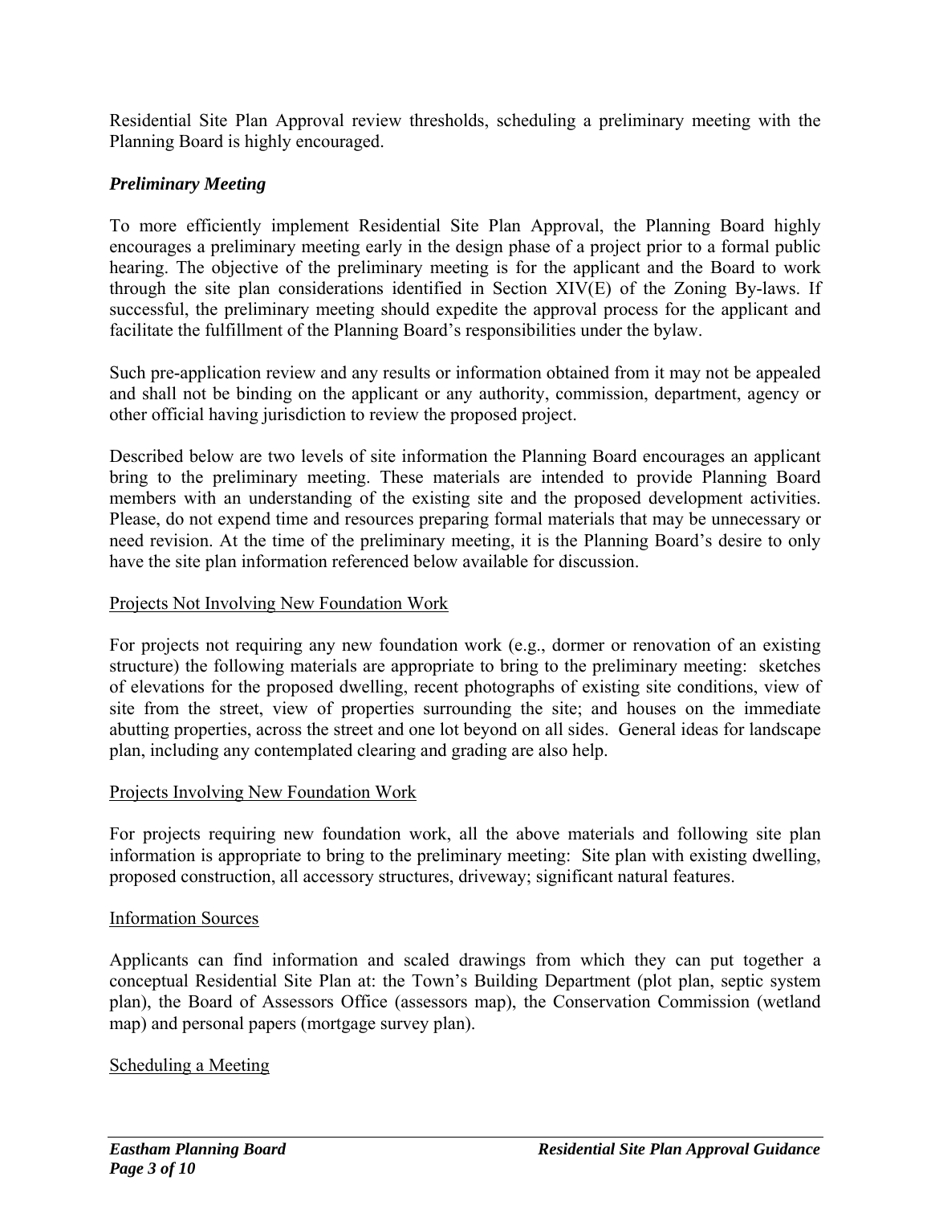Residential Site Plan Approval review thresholds, scheduling a preliminary meeting with the Planning Board is highly encouraged.

### *Preliminary Meeting*

To more efficiently implement Residential Site Plan Approval, the Planning Board highly encourages a preliminary meeting early in the design phase of a project prior to a formal public hearing. The objective of the preliminary meeting is for the applicant and the Board to work through the site plan considerations identified in Section XIV(E) of the Zoning By-laws. If successful, the preliminary meeting should expedite the approval process for the applicant and facilitate the fulfillment of the Planning Board's responsibilities under the bylaw.

Such pre-application review and any results or information obtained from it may not be appealed and shall not be binding on the applicant or any authority, commission, department, agency or other official having jurisdiction to review the proposed project.

Described below are two levels of site information the Planning Board encourages an applicant bring to the preliminary meeting. These materials are intended to provide Planning Board members with an understanding of the existing site and the proposed development activities. Please, do not expend time and resources preparing formal materials that may be unnecessary or need revision. At the time of the preliminary meeting, it is the Planning Board's desire to only have the site plan information referenced below available for discussion.

<u>Projects Not Involving New Foundation Work</u>

For projects not requiring any new foundation work (e.g., dormer or renovation of an existing structure) the following materials are appropriate to bring to the preliminary meeting: sketches of elevations for the proposed dwelling, recent photographs of existing site conditions, view of site from the street, view of properties surrounding the site; and houses on the immediate abutting properties, across the street and one lot beyond on all sides. General ideas for landscape plan, including any contemplated clearing and grading are also help.

<u>Projects Involving New Foundation Work</u>

For projects requiring new foundation work, all the above materials and following site plan information is appropriate to bring to the preliminary meeting: Site plan with existing dwelling, proposed construction, all accessory structures, driveway; significant natural features.

<u>Information Sources</u>

Applicants can find information and scaled drawings from which they can put together a conceptual Residential Site Plan at: the Town's Building Department (plot plan, septic system plan), the Board of Assessors Office (assessors map), the Conservation Commission (wetland map) and personal papers (mortgage survey plan).

<u>Scheduling a Meeting</u>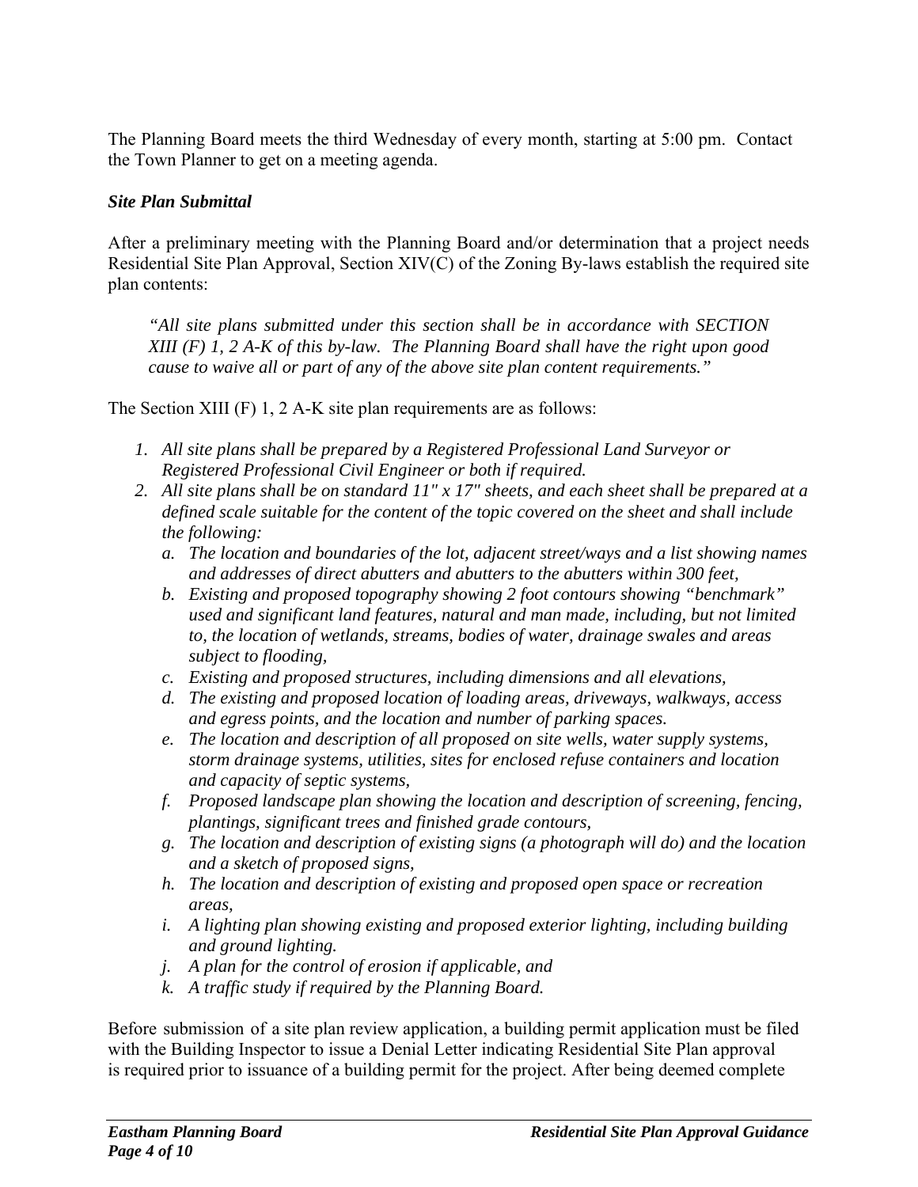The Planning Board meets the third Wednesday of every month, starting at 5:00 pm. Contact the Town Planner to get on a meeting agenda.

***Site Plan Submittal***

After a preliminary meeting with the Planning Board and/or determination that a project needs Residential Site Plan Approval, Section XIV(C) of the Zoning By-laws establish the required site plan contents:

> *"All site plans submitted under this section shall be in accordance with SECTION XIII (F) 1, 2 A-K of this by-law. The Planning Board shall have the right upon good cause to waive all or part of any of the above site plan content requirements."*

The Section XIII (F) 1, 2 A-K site plan requirements are as follows:

1. *All site plans shall be prepared by a Registered Professional Land Surveyor or Registered Professional Civil Engineer or both if required.*
2. *All site plans shall be on standard 11" x 17" sheets, and each sheet shall be prepared at a defined scale suitable for the content of the topic covered on the sheet and shall include the following:*
   a. *The location and boundaries of the lot, adjacent street/ways and a list showing names and addresses of direct abutters and abutters to the abutters within 300 feet,*
   b. *Existing and proposed topography showing 2 foot contours showing "benchmark" used and significant land features, natural and man made, including, but not limited to, the location of wetlands, streams, bodies of water, drainage swales and areas subject to flooding,*
   c. *Existing and proposed structures, including dimensions and all elevations,*
   d. *The existing and proposed location of loading areas, driveways, walkways, access and egress points, and the location and number of parking spaces.*
   e. *The location and description of all proposed on site wells, water supply systems, storm drainage systems, utilities, sites for enclosed refuse containers and location and capacity of septic systems,*
   f. *Proposed landscape plan showing the location and description of screening, fencing, plantings, significant trees and finished grade contours,*
   g. *The location and description of existing signs (a photograph will do) and the location and a sketch of proposed signs,*
   h. *The location and description of existing and proposed open space or recreation areas,*
   i. *A lighting plan showing existing and proposed exterior lighting, including building and ground lighting.*
   j. *A plan for the control of erosion if applicable, and*
   k. *A traffic study if required by the Planning Board.*

Before submission of a site plan review application, a building permit application must be filed with the Building Inspector to issue a Denial Letter indicating Residential Site Plan approval is required prior to issuance of a building permit for the project. After being deemed complete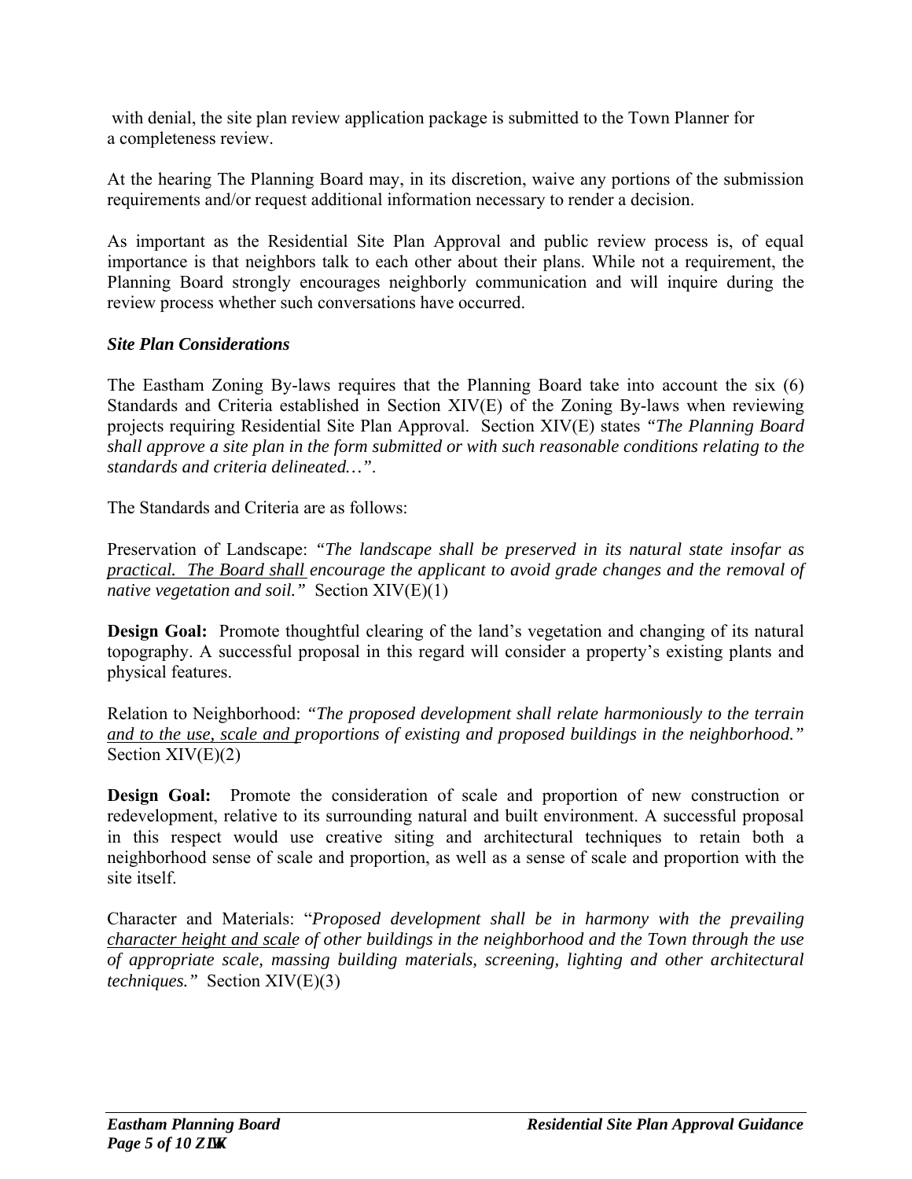with denial, the site plan review application package is submitted to the Town Planner for a completeness review.

At the hearing The Planning Board may, in its discretion, waive any portions of the submission requirements and/or request additional information necessary to render a decision.

As important as the Residential Site Plan Approval and public review process is, of equal importance is that neighbors talk to each other about their plans. While not a requirement, the Planning Board strongly encourages neighborly communication and will inquire during the review process whether such conversations have occurred.

***Site Plan Considerations***

The Eastham Zoning By-laws requires that the Planning Board take into account the six (6) Standards and Criteria established in Section XIV(E) of the Zoning By-laws when reviewing projects requiring Residential Site Plan Approval. Section XIV(E) states *"The Planning Board shall approve a site plan in the form submitted or with such reasonable conditions relating to the standards and criteria delineated…"*.

The Standards and Criteria are as follows:

Preservation of Landscape: *"The landscape shall be preserved in its natural state insofar as practical. The Board shall encourage the applicant to avoid grade changes and the removal of native vegetation and soil."* Section XIV(E)(1)

**Design Goal:** Promote thoughtful clearing of the land's vegetation and changing of its natural topography. A successful proposal in this regard will consider a property's existing plants and physical features.

Relation to Neighborhood: *"The proposed development shall relate harmoniously to the terrain and to the use, scale and proportions of existing and proposed buildings in the neighborhood."* Section XIV(E)(2)

**Design Goal:** Promote the consideration of scale and proportion of new construction or redevelopment, relative to its surrounding natural and built environment. A successful proposal in this respect would use creative siting and architectural techniques to retain both a neighborhood sense of scale and proportion, as well as a sense of scale and proportion with the site itself.

Character and Materials: "*Proposed development shall be in harmony with the prevailing character height and scale of other buildings in the neighborhood and the Town through the use of appropriate scale, massing building materials, screening, lighting and other architectural techniques."* Section XIV(E)(3)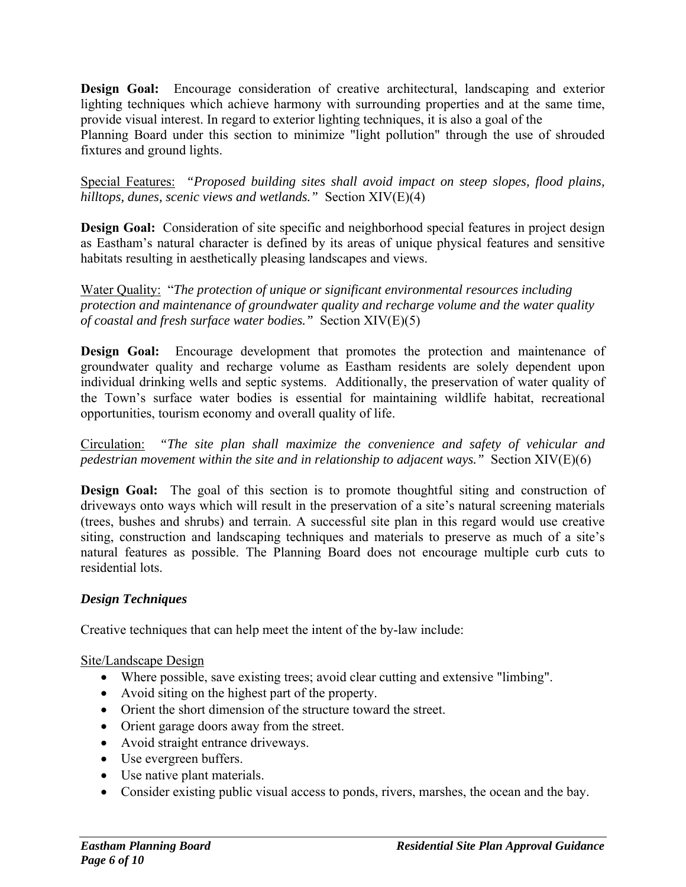**Design Goal:** Encourage consideration of creative architectural, landscaping and exterior lighting techniques which achieve harmony with surrounding properties and at the same time, provide visual interest. In regard to exterior lighting techniques, it is also a goal of the Planning Board under this section to minimize "light pollution" through the use of shrouded fixtures and ground lights.

Special Features: *"Proposed building sites shall avoid impact on steep slopes, flood plains, hilltops, dunes, scenic views and wetlands."* Section XIV(E)(4)

**Design Goal:** Consideration of site specific and neighborhood special features in project design as Eastham's natural character is defined by its areas of unique physical features and sensitive habitats resulting in aesthetically pleasing landscapes and views.

Water Quality: "*The protection of unique or significant environmental resources including protection and maintenance of groundwater quality and recharge volume and the water quality of coastal and fresh surface water bodies."* Section XIV(E)(5)

**Design Goal:** Encourage development that promotes the protection and maintenance of groundwater quality and recharge volume as Eastham residents are solely dependent upon individual drinking wells and septic systems. Additionally, the preservation of water quality of the Town's surface water bodies is essential for maintaining wildlife habitat, recreational opportunities, tourism economy and overall quality of life.

Circulation: *"The site plan shall maximize the convenience and safety of vehicular and pedestrian movement within the site and in relationship to adjacent ways."* Section XIV(E)(6)

**Design Goal:** The goal of this section is to promote thoughtful siting and construction of driveways onto ways which will result in the preservation of a site's natural screening materials (trees, bushes and shrubs) and terrain. A successful site plan in this regard would use creative siting, construction and landscaping techniques and materials to preserve as much of a site's natural features as possible. The Planning Board does not encourage multiple curb cuts to residential lots.

### *Design Techniques*

Creative techniques that can help meet the intent of the by-law include:

Site/Landscape Design

- Where possible, save existing trees; avoid clear cutting and extensive "limbing".
- Avoid siting on the highest part of the property.
- Orient the short dimension of the structure toward the street.
- Orient garage doors away from the street.
- Avoid straight entrance driveways.
- Use evergreen buffers.
- Use native plant materials.
- Consider existing public visual access to ponds, rivers, marshes, the ocean and the bay.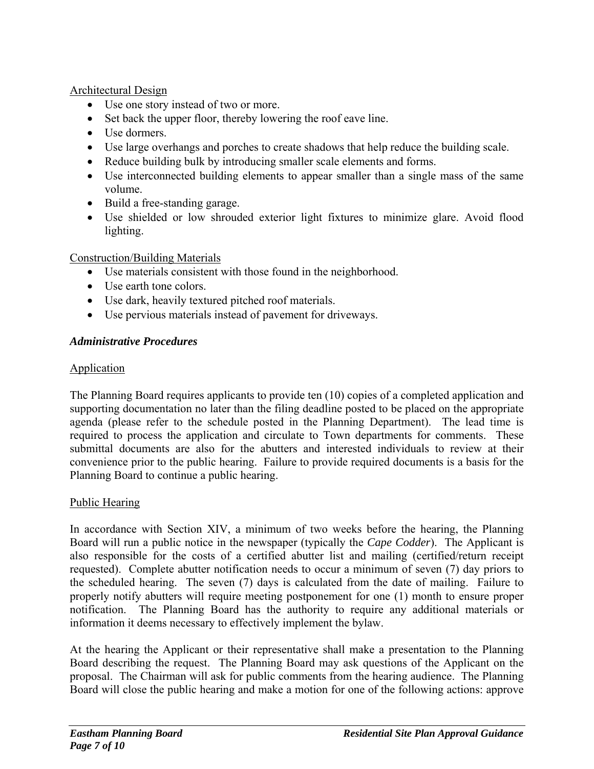Architectural Design

- Use one story instead of two or more.
- Set back the upper floor, thereby lowering the roof eave line.
- Use dormers.
- Use large overhangs and porches to create shadows that help reduce the building scale.
- Reduce building bulk by introducing smaller scale elements and forms.
- Use interconnected building elements to appear smaller than a single mass of the same volume.
- Build a free-standing garage.
- Use shielded or low shrouded exterior light fixtures to minimize glare. Avoid flood lighting.

Construction/Building Materials

- Use materials consistent with those found in the neighborhood.
- Use earth tone colors.
- Use dark, heavily textured pitched roof materials.
- Use pervious materials instead of pavement for driveways.

### *Administrative Procedures*

Application

The Planning Board requires applicants to provide ten (10) copies of a completed application and supporting documentation no later than the filing deadline posted to be placed on the appropriate agenda (please refer to the schedule posted in the Planning Department). The lead time is required to process the application and circulate to Town departments for comments. These submittal documents are also for the abutters and interested individuals to review at their convenience prior to the public hearing. Failure to provide required documents is a basis for the Planning Board to continue a public hearing.

Public Hearing

In accordance with Section XIV, a minimum of two weeks before the hearing, the Planning Board will run a public notice in the newspaper (typically the *Cape Codder*). The Applicant is also responsible for the costs of a certified abutter list and mailing (certified/return receipt requested). Complete abutter notification needs to occur a minimum of seven (7) day priors to the scheduled hearing. The seven (7) days is calculated from the date of mailing. Failure to properly notify abutters will require meeting postponement for one (1) month to ensure proper notification. The Planning Board has the authority to require any additional materials or information it deems necessary to effectively implement the bylaw.

At the hearing the Applicant or their representative shall make a presentation to the Planning Board describing the request. The Planning Board may ask questions of the Applicant on the proposal. The Chairman will ask for public comments from the hearing audience. The Planning Board will close the public hearing and make a motion for one of the following actions: approve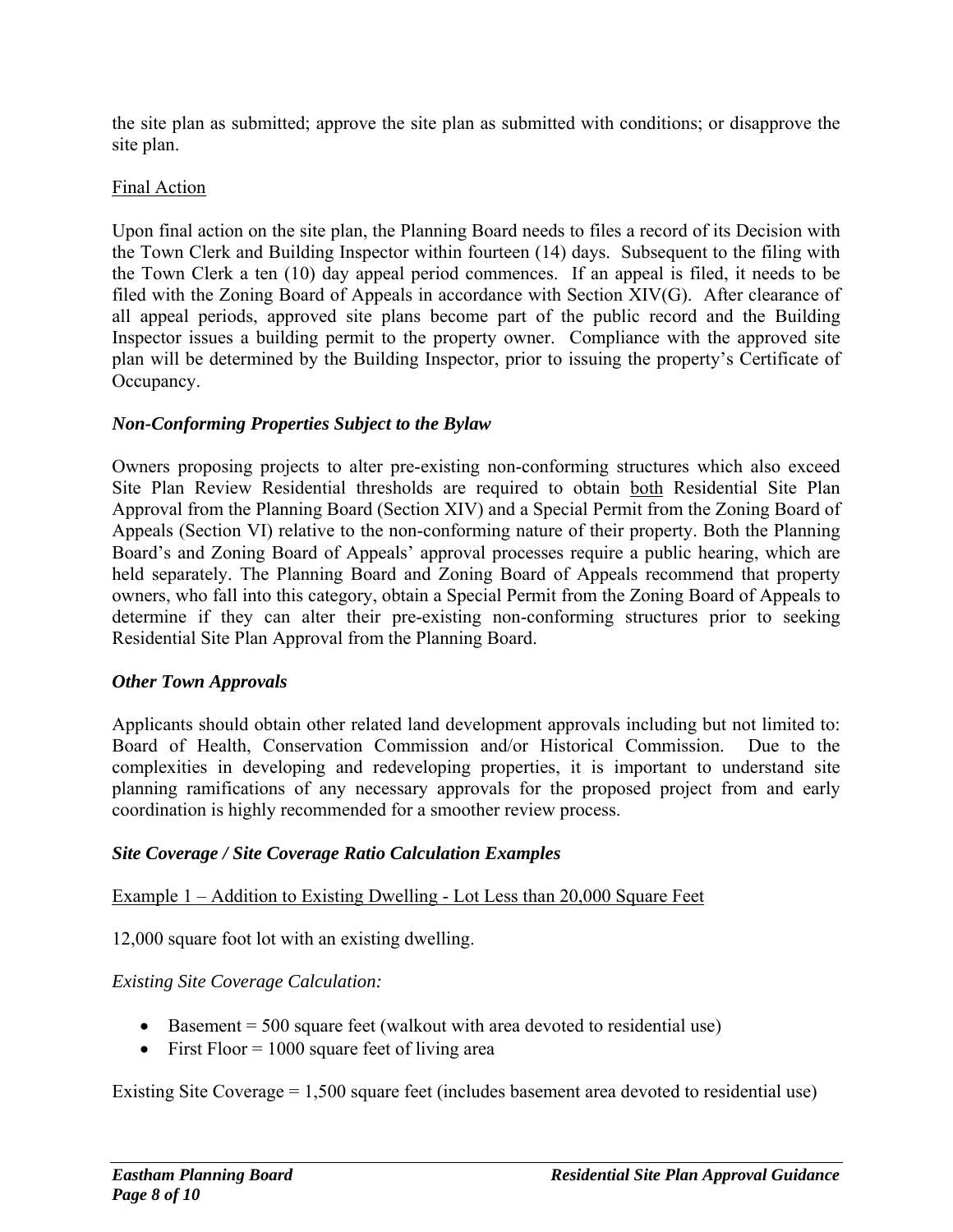the site plan as submitted; approve the site plan as submitted with conditions; or disapprove the site plan.

Final Action

Upon final action on the site plan, the Planning Board needs to files a record of its Decision with the Town Clerk and Building Inspector within fourteen (14) days. Subsequent to the filing with the Town Clerk a ten (10) day appeal period commences. If an appeal is filed, it needs to be filed with the Zoning Board of Appeals in accordance with Section XIV(G). After clearance of all appeal periods, approved site plans become part of the public record and the Building Inspector issues a building permit to the property owner. Compliance with the approved site plan will be determined by the Building Inspector, prior to issuing the property's Certificate of Occupancy.

### *Non-Conforming Properties Subject to the Bylaw*

Owners proposing projects to alter pre-existing non-conforming structures which also exceed Site Plan Review Residential thresholds are required to obtain both Residential Site Plan Approval from the Planning Board (Section XIV) and a Special Permit from the Zoning Board of Appeals (Section VI) relative to the non-conforming nature of their property. Both the Planning Board's and Zoning Board of Appeals' approval processes require a public hearing, which are held separately. The Planning Board and Zoning Board of Appeals recommend that property owners, who fall into this category, obtain a Special Permit from the Zoning Board of Appeals to determine if they can alter their pre-existing non-conforming structures prior to seeking Residential Site Plan Approval from the Planning Board.

### *Other Town Approvals*

Applicants should obtain other related land development approvals including but not limited to: Board of Health, Conservation Commission and/or Historical Commission. Due to the complexities in developing and redeveloping properties, it is important to understand site planning ramifications of any necessary approvals for the proposed project from and early coordination is highly recommended for a smoother review process.

### *Site Coverage / Site Coverage Ratio Calculation Examples*

Example 1 – Addition to Existing Dwelling - Lot Less than 20,000 Square Feet

12,000 square foot lot with an existing dwelling.

*Existing Site Coverage Calculation:*

- Basement = 500 square feet (walkout with area devoted to residential use)
- First Floor = 1000 square feet of living area

Existing Site Coverage = 1,500 square feet (includes basement area devoted to residential use)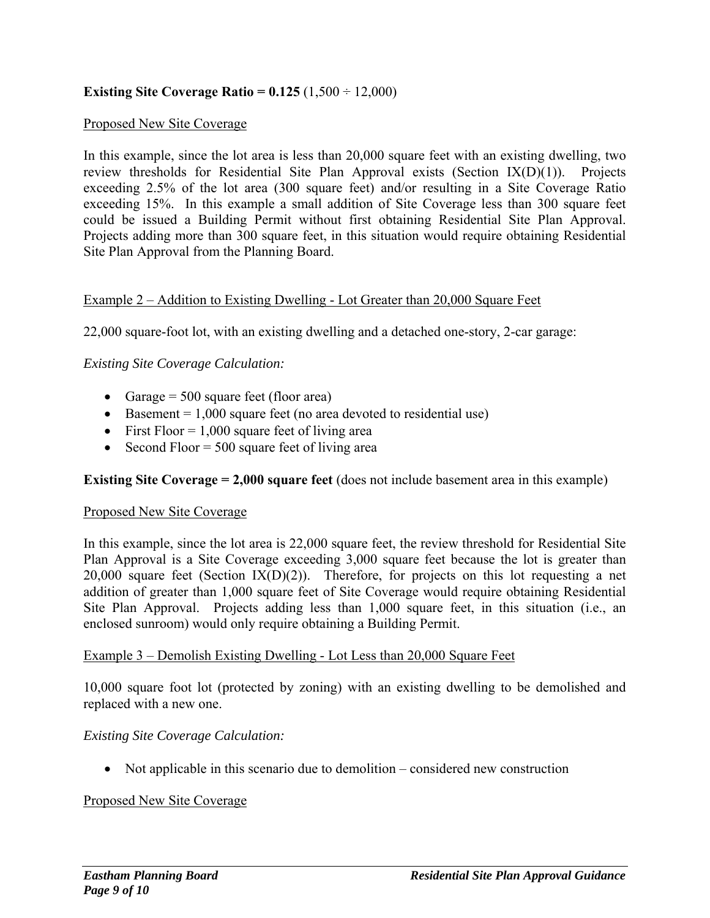**Existing Site Coverage Ratio = 0.125** (1,500 ÷ 12,000)

Proposed New Site Coverage

In this example, since the lot area is less than 20,000 square feet with an existing dwelling, two review thresholds for Residential Site Plan Approval exists (Section IX(D)(1)). Projects exceeding 2.5% of the lot area (300 square feet) and/or resulting in a Site Coverage Ratio exceeding 15%. In this example a small addition of Site Coverage less than 300 square feet could be issued a Building Permit without first obtaining Residential Site Plan Approval. Projects adding more than 300 square feet, in this situation would require obtaining Residential Site Plan Approval from the Planning Board.

Example 2 – Addition to Existing Dwelling - Lot Greater than 20,000 Square Feet

22,000 square-foot lot, with an existing dwelling and a detached one-story, 2-car garage:

*Existing Site Coverage Calculation:*

- Garage = 500 square feet (floor area)
- Basement = 1,000 square feet (no area devoted to residential use)
- First Floor = 1,000 square feet of living area
- Second Floor = 500 square feet of living area

**Existing Site Coverage = 2,000 square feet** (does not include basement area in this example)

Proposed New Site Coverage

In this example, since the lot area is 22,000 square feet, the review threshold for Residential Site Plan Approval is a Site Coverage exceeding 3,000 square feet because the lot is greater than 20,000 square feet (Section IX(D)(2)). Therefore, for projects on this lot requesting a net addition of greater than 1,000 square feet of Site Coverage would require obtaining Residential Site Plan Approval. Projects adding less than 1,000 square feet, in this situation (i.e., an enclosed sunroom) would only require obtaining a Building Permit.

Example 3 – Demolish Existing Dwelling - Lot Less than 20,000 Square Feet

10,000 square foot lot (protected by zoning) with an existing dwelling to be demolished and replaced with a new one.

*Existing Site Coverage Calculation:*

- Not applicable in this scenario due to demolition – considered new construction

Proposed New Site Coverage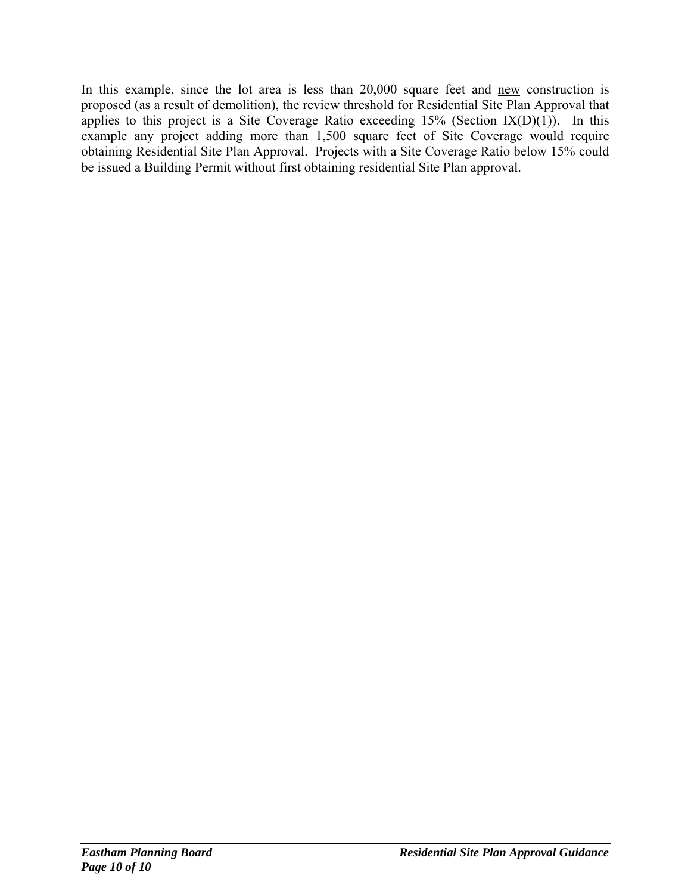In this example, since the lot area is less than 20,000 square feet and <u>new</u> construction is proposed (as a result of demolition), the review threshold for Residential Site Plan Approval that applies to this project is a Site Coverage Ratio exceeding 15% (Section IX(D)(1)). In this example any project adding more than 1,500 square feet of Site Coverage would require obtaining Residential Site Plan Approval. Projects with a Site Coverage Ratio below 15% could be issued a Building Permit without first obtaining residential Site Plan approval.